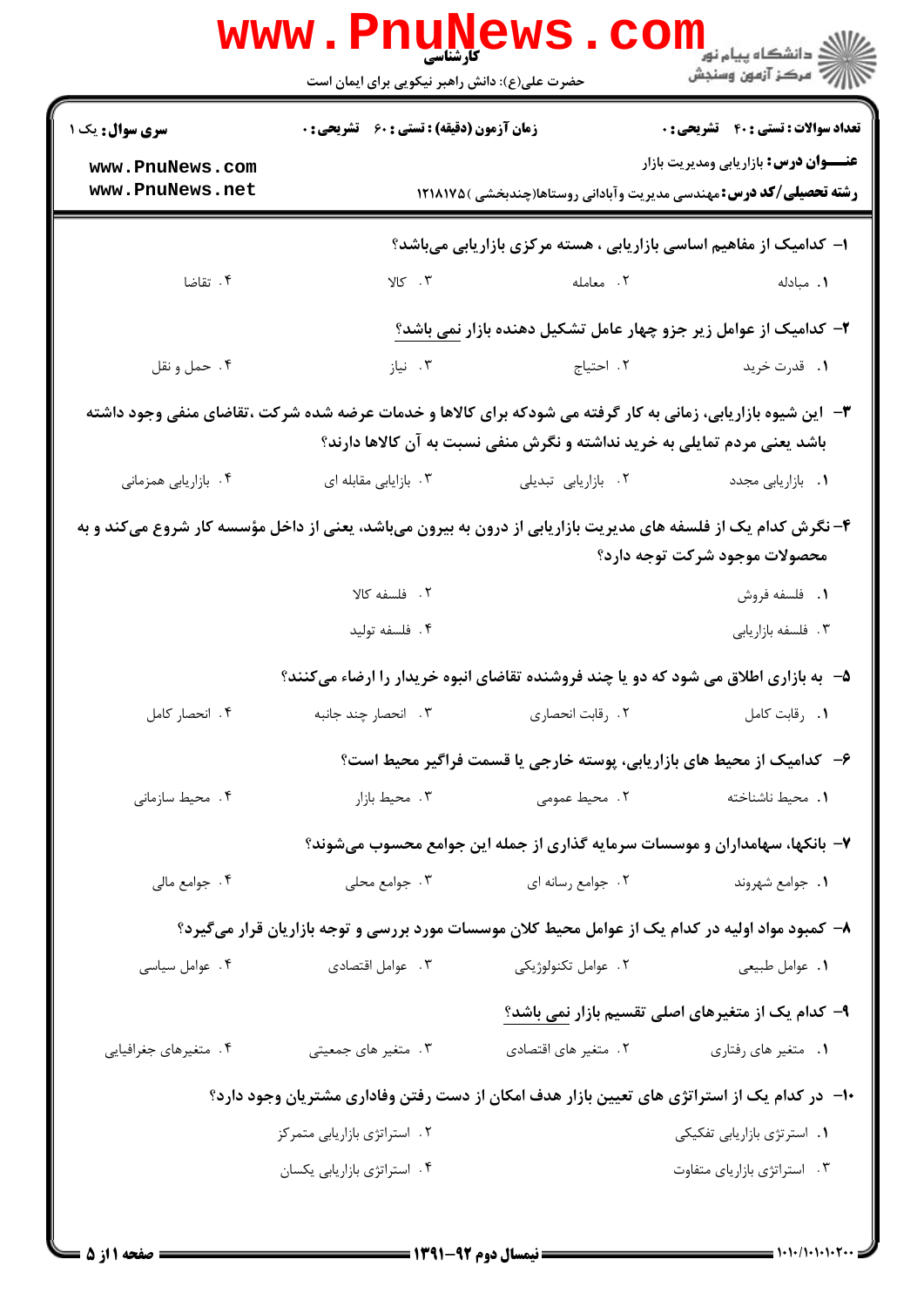کارشناسی

حضرت علی(ع): دانش راهبر نیکویی برای ایمان است

مرکز آزمون وسنجش

**تعداد سوالات : تستی : ۴۰ تشریحی : ۰** | **زمان آزمون (دقیقه) : تستی : ۶۰ تشریحی : ۰** | **سری سوال : یک ۱**

**عنـــوان درس :** بازاریابی ومدیریت بازار

**رشته تحصیلی/کد درس :** مهندسی مدیریت وآبادانی روستاها(چندبخشی )۱۲۱۸۱۷۵

۱- کدامیک از مفاهیم اساسی بازاریابی ، هسته مرکزی بازاریابی می‌باشد؟

۱. مبادله ۲. معامله ۳. کالا ۴. تقاضا

۲- کدامیک از عوامل زیر جزو چهار عامل تشکیل دهنده بازار نمی باشد؟

۱. قدرت خرید ۲. احتیاج ۳. نیاز ۴. حمل و نقل

۳- این شیوه بازاریابی، زمانی به کار گرفته می شودکه برای کالاها و خدمات عرضه شده شرکت ،تقاضای منفی وجود داشته باشد یعنی مردم تمایلی به خرید نداشته و نگرش منفی نسبت به آن کالاها دارند؟

۱. بازاریابی مجدد ۲. بازاریابی تبدیلی ۳. بازاریابی مقابله ای ۴. بازاریابی همزمانی

۴- نگرش کدام یک از فلسفه های مدیریت بازاریابی از درون به بیرون می‌باشد، یعنی از داخل مؤسسه کار شروع می‌کند و به محصولات موجود شرکت توجه دارد؟

۱. فلسفه فروش ۲. فلسفه کالا

۳. فلسفه بازاریابی ۴. فلسفه تولید

۵- به بازاری اطلاق می شود که دو یا چند فروشنده تقاضای انبوه خریدار را ارضاء می‌کنند؟

۱. رقابت کامل ۲. رقابت انحصاری ۳. انحصار چند جانبه ۴. انحصار کامل

۶- کدامیک از محیط های بازاریابی، پوسته خارجی یا قسمت فراگیر محیط است؟

۱. محیط ناشناخته ۲. محیط عمومی ۳. محیط بازار ۴. محیط سازمانی

۷- بانکها، سهامداران و موسسات سرمایه گذاری از جمله این جوامع محسوب می‌شوند؟

۱. جوامع شهروند ۲. جوامع رسانه ای ۳. جوامع محلی ۴. جوامع مالی

۸- کمبود مواد اولیه در کدام یک از عوامل محیط کلان موسسات مورد بررسی و توجه بازاریان قرار می‌گیرد؟

۱. عوامل طبیعی ۲. عوامل تکنولوژیکی ۳. عوامل اقتصادی ۴. عوامل سیاسی

۹- کدام یک از متغیرهای اصلی تقسیم بازار نمی باشد؟

۱. متغیر های رفتاری ۲. متغیر های اقتصادی ۳. متغیر های جمعیتی ۴. متغیرهای جغرافیایی

۱۰- در کدام یک از استراتژی های تعیین بازار هدف امکان از دست رفتن وفاداری مشتریان وجود دارد؟

۱. استرتژی بازاریابی تفکیکی ۲. استراتژی بازاریابی متمرکز

۳. استراتژی بازاریای متفاوت ۴. استراتژی بازاریابی یکسان

نیمسال دوم ۹۲-۱۳۹۱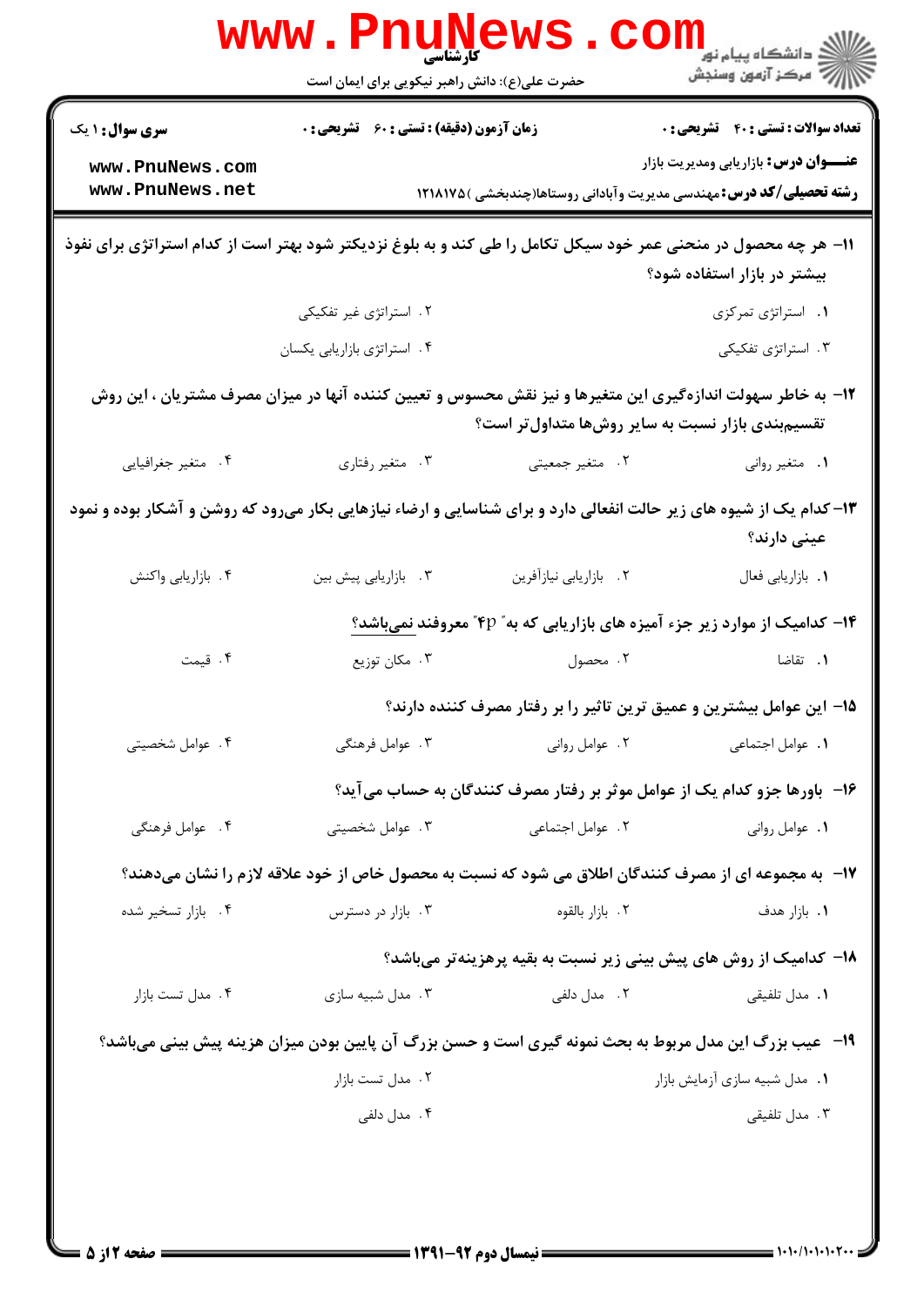**سری سوال:** ۱ یک | **زمان آزمون (دقیقه) : تستی :** ۶۰ **تشریحی :** ۰ | **تعداد سوالات : تستی :** ۴۰ **تشریحی :** ۰

**عنـــوان درس:** بازاریابی ومدیریت بازار

**رشته تحصیلی/کد درس:** مهندسی مدیریت وآبادانی روستاها(چندبخشی )۱۲۱۸۱۷۵

۱۱– هر چه محصول در منحنی عمر خود سیکل تکامل را طی کند و به بلوغ نزدیکتر شود بهتر است از کدام استراتژی برای نفوذ بیشتر در بازار استفاده شود؟

۱. استراتژی تمرکزی
۲. استراتژی غیر تفکیکی
۳. استراتژی تفکیکی
۴. استراتژی بازاریابی یکسان

۱۲– به خاطر سهولت اندازه‌گیری این متغیرها و نیز نقش محسوس و تعیین کننده آنها در میزان مصرف مشتریان ، این روش تقسیم‌بندی بازار نسبت به سایر روش‌ها متداول‌تر است؟

۱. متغیر روانی
۲. متغیر جمعیتی
۳. متغیر رفتاری
۴. متغیر جغرافیایی

۱۳– کدام یک از شیوه های زیر حالت انفعالی دارد و برای شناسایی و ارضاء نیازهایی بکار می‌رود که روشن و آشکار بوده و نمود عینی دارند؟

۱. بازاریابی فعال
۲. بازاریابی نیازآفرین
۳. بازاریابی پیش بین
۴. بازاریابی واکنش

۱۴– کدامیک از موارد زیر جزء آمیزه های بازاریابی که به" 4p" معروفند نمی‌باشد؟

۱. تقاضا
۲. محصول
۳. مکان توزیع
۴. قیمت

۱۵– این عوامل بیشترین و عمیق ترین تاثیر را بر رفتار مصرف کننده دارند؟

۱. عوامل اجتماعی
۲. عوامل روانی
۳. عوامل فرهنگی
۴. عوامل شخصیتی

۱۶– باورها جزو کدام یک از عوامل موثر بر رفتار مصرف کنندگان به حساب می‌آید؟

۱. عوامل روانی
۲. عوامل اجتماعی
۳. عوامل شخصیتی
۴. عوامل فرهنگی

۱۷– به مجموعه ای از مصرف کنندگان اطلاق می شود که نسبت به محصول خاص از خود علاقه لازم را نشان می‌دهند؟

۱. بازار هدف
۲. بازار بالقوه
۳. بازار در دسترس
۴. بازار تسخیر شده

۱۸– کدامیک از روش های پیش بینی زیر نسبت به بقیه پرهزینه‌تر می‌باشد؟

۱. مدل تلفیقی
۲. مدل دلفی
۳. مدل شبیه سازی
۴. مدل تست بازار

۱۹– عیب بزرگ این مدل مربوط به بحث نمونه گیری است و حسن بزرگ آن پایین بودن میزان هزینه پیش بینی می‌باشد؟

۱. مدل شبیه سازی آزمایش بازار
۲. مدل تست بازار
۳. مدل تلفیقی
۴. مدل دلفی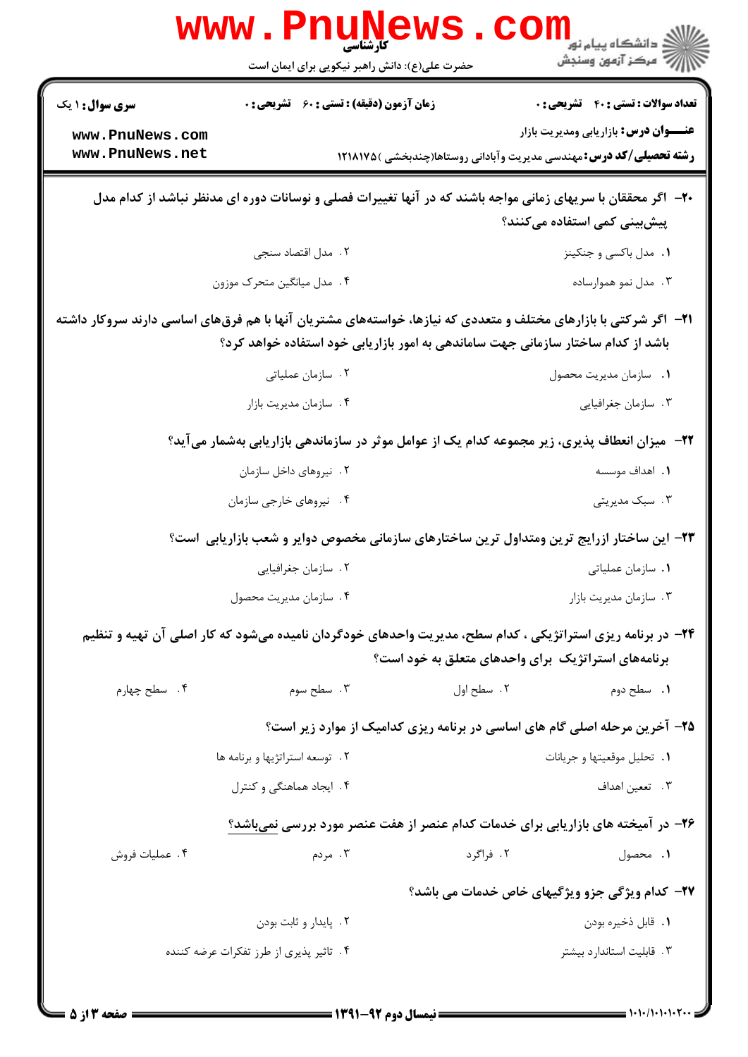**سری سوال:** ۱ یک

**زمان آزمون (دقیقه) : تستی :** ۶۰ **تشریحی :** ۰

**تعداد سوالات : تستی :** ۴۰ **تشریحی :** ۰

**عنـــوان درس:** بازاریابی ومدیریت بازار

**رشته تحصیلی/کد درس:** مهندسی مدیریت وآبادانی روستاها(چندبخشی )۱۲۱۸۱۷۵

۲۰- اگر محققان با سریهای زمانی مواجه باشند که در آنها تغییرات فصلی و نوسانات دوره ای مدنظر نباشد از کدام مدل پیش‌بینی کمی استفاده می‌کنند؟

۱. مدل باکسی و جنکینز
۲. مدل اقتصاد سنجی
۳. مدل نمو هموارساده
۴. مدل میانگین متحرک موزون

۲۱- اگر شرکتی با بازارهای مختلف و متعددی که نیازها، خواسته‌های مشتریان آنها با هم فرق‌های اساسی دارند سروکار داشته باشد از کدام ساختار سازمانی جهت ساماندهی به امور بازاریابی خود استفاده خواهد کرد؟

۱. سازمان مدیریت محصول
۲. سازمان عملیاتی
۳. سازمان جغرافیایی
۴. سازمان مدیریت بازار

۲۲- میزان انعطاف پذیری، زیر مجموعه کدام یک از عوامل موثر در سازماندهی بازاریابی به‌شمار می‌آید؟

۱. اهداف موسسه
۲. نیروهای داخل سازمان
۳. سبک مدیریتی
۴. نیروهای خارجی سازمان

۲۳- این ساختار ازرایج ترین ومتداول ترین ساختارهای سازمانی مخصوص دوایر و شعب بازاریابی است؟

۱. سازمان عملیاتی
۲. سازمان جغرافیایی
۳. سازمان مدیریت بازار
۴. سازمان مدیریت محصول

۲۴- در برنامه ریزی استراتژیکی ، کدام سطح، مدیریت واحدهای خودگردان نامیده می‌شود که کار اصلی آن تهیه و تنظیم برنامه‌های استراتژیک برای واحدهای متعلق به خود است؟

۱. سطح دوم
۲. سطح اول
۳. سطح سوم
۴. سطح چهارم

۲۵- آخرین مرحله اصلی گام های اساسی در برنامه ریزی کدامیک از موارد زیر است؟

۱. تحلیل موقعیتها و جریانات
۲. توسعه استراتژیها و برنامه ها
۳. تعیین اهداف
۴. ایجاد هماهنگی و کنترل

۲۶- در آمیخته های بازاریابی برای خدمات کدام عنصر از هفت عنصر مورد بررسی نمی‌باشد؟

۱. محصول
۲. فراگرد
۳. مردم
۴. عملیات فروش

۲۷- کدام ویژگی جزو ویژگیهای خاص خدمات می باشد؟

۱. قابل ذخیره بودن
۲. پایدار و ثابت بودن
۳. قابلیت استاندارد بیشتر
۴. تاثیر پذیری از طرز تفکرات عرضه کننده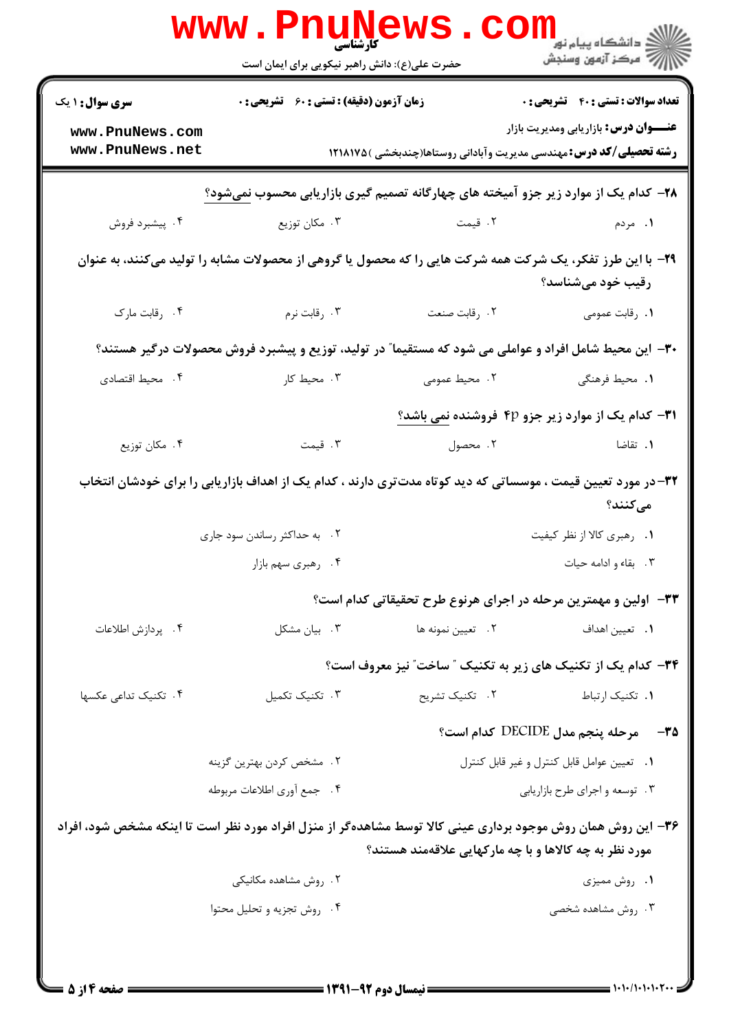**سری سوال:** ۱ یک | **زمان آزمون (دقیقه) : تستی :** ۶۰ **تشریحی :** ۰ | **تعداد سوالات : تستی :** ۴۰ **تشریحی :** ۰

**عنـــوان درس:** بازاریابی ومدیریت بازار

**رشته تحصیلی/کد درس:** مهندسی مدیریت وآبادانی روستاها(چندبخشی )۱۲۱۸۱۷۵

**۲۸- کدام یک از موارد زیر جزو آمیخته های چهارگانه تصمیم گیری بازاریابی محسوب نمی‌شود؟**

۱. مردم

۲. قیمت

۳. مکان توزیع

۴. پیشبرد فروش

**۲۹- با این طرز تفکر، یک شرکت همه شرکت هایی را که محصول یا گروهی از محصولات مشابه را تولید می‌کنند، به عنوان رقیب خود می‌شناسد؟**

۱. رقابت عمومی

۲. رقابت صنعت

۳. رقابت نرم

۴. رقابت مارک

**۳۰- این محیط شامل افراد و عواملی می شود که مستقیما" در تولید، توزیع و پیشبرد فروش محصولات درگیر هستند؟**

۱. محیط فرهنگی

۲. محیط عمومی

۳. محیط کار

۴. محیط اقتصادی

**۳۱- کدام یک از موارد زیر جزو 4p فروشنده نمی باشد؟**

۱. تقاضا

۲. محصول

۳. قیمت

۴. مکان توزیع

**۳۲-در مورد تعیین قیمت ، موسساتی که دید کوتاه مدت‌تری دارند ، کدام یک از اهداف بازاریابی را برای خودشان انتخاب می‌کنند؟**

۱. رهبری کالا از نظر کیفیت

۲. به حداکثر رساندن سود جاری

۳. بقاء و ادامه حیات

۴. رهبری سهم بازار

**۳۳- اولین و مهمترین مرحله در اجرای هرنوع طرح تحقیقاتی کدام است؟**

۱. تعیین اهداف

۲. تعیین نمونه ها

۳. بیان مشکل

۴. پردازش اطلاعات

**۳۴- کدام یک از تکنیک های زیر به تکنیک " ساخت" نیز معروف است؟**

۱. تکنیک ارتباط

۲. تکنیک تشریح

۳. تکنیک تکمیل

۴. تکنیک تداعی عکسها

**۳۵- مرحله پنجم مدل DECIDE کدام است؟**

۱. تعیین عوامل قابل کنترل و غیر قابل کنترل

۲. مشخص کردن بهترین گزینه

۳. توسعه و اجرای طرح بازاریابی

۴. جمع آوری اطلاعات مربوطه

**۳۶- این روش همان روش موجود برداری عینی کالا توسط مشاهده‌گر از منزل افراد مورد نظر است تا اینکه مشخص شود، افراد مورد نظر به چه کالاها و با چه مارکهایی علاقه‌مند هستند؟**

۱. روش ممیزی

۲. روش مشاهده مکانیکی

۳. روش مشاهده شخصی

۴. روش تجزیه و تحلیل محتوا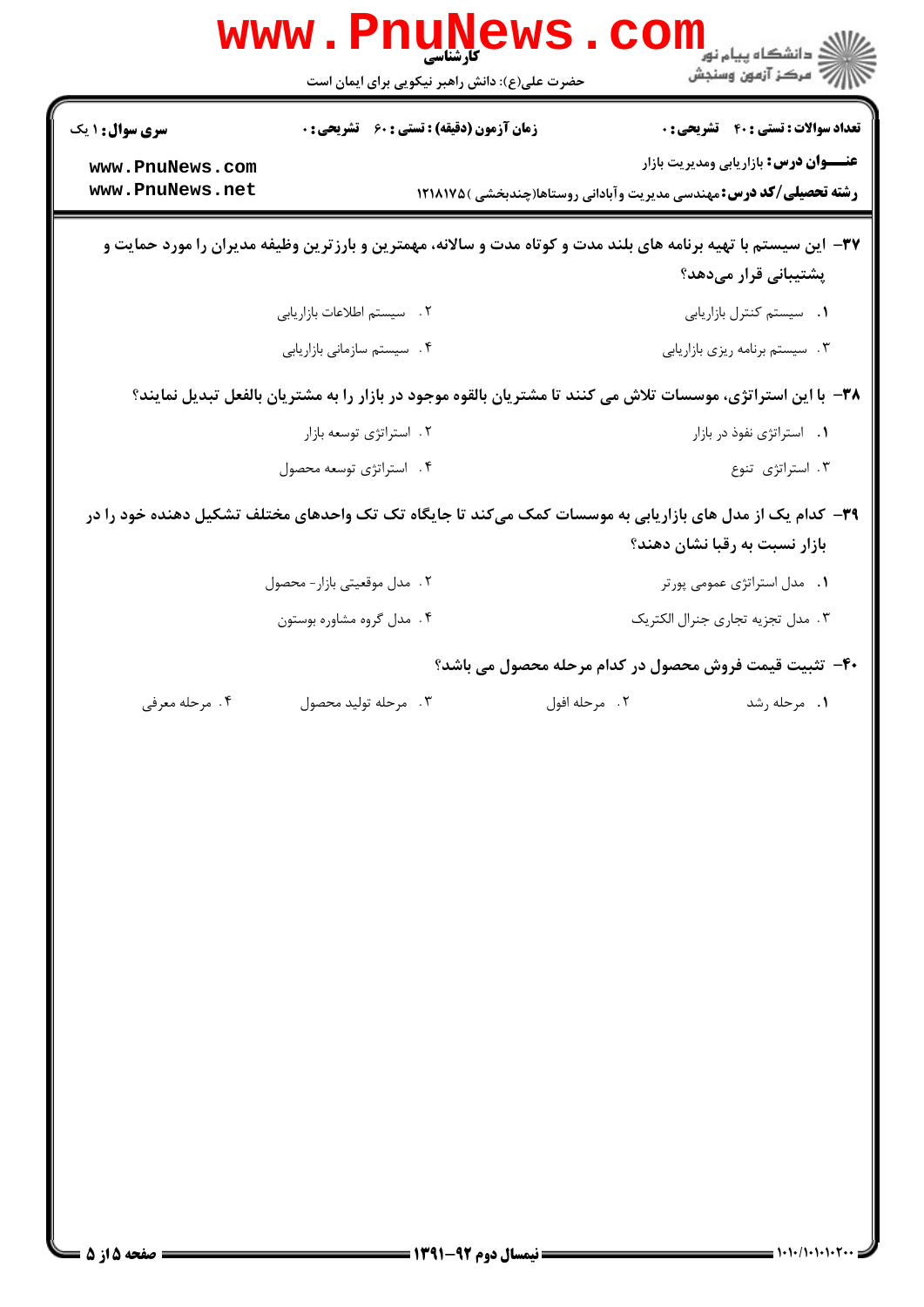۳۷- این سیستم با تهیه برنامه های بلند مدت و کوتاه مدت و سالانه، مهمترین و بارزترین وظیفه مدیران را مورد حمایت و پشتیبانی قرار می‌دهد؟

۱. سیستم کنترل بازاریابی
۲. سیستم اطلاعات بازاریابی
۳. سیستم برنامه ریزی بازاریابی
۴. سیستم سازمانی بازاریابی

۳۸- با این استراتژی، موسسات تلاش می کنند تا مشتریان بالقوه موجود در بازار را به مشتریان بالفعل تبدیل نمایند؟

۱. استراتژی نفوذ در بازار
۲. استراتژی توسعه بازار
۳. استراتژی تنوع
۴. استراتژی توسعه محصول

۳۹- کدام یک از مدل های بازاریابی به موسسات کمک می‌کند تا جایگاه تک تک واحدهای مختلف تشکیل دهنده خود را در بازار نسبت به رقبا نشان دهند؟

۱. مدل استراتژی عمومی پورتر
۲. مدل موقعیتی بازار- محصول
۳. مدل تجزیه تجاری جنرال الکتریک
۴. مدل گروه مشاوره بوستون

۴۰- تثبیت قیمت فروش محصول در کدام مرحله محصول می باشد؟

۱. مرحله رشد
۲. مرحله افول
۳. مرحله تولید محصول
۴. مرحله معرفی